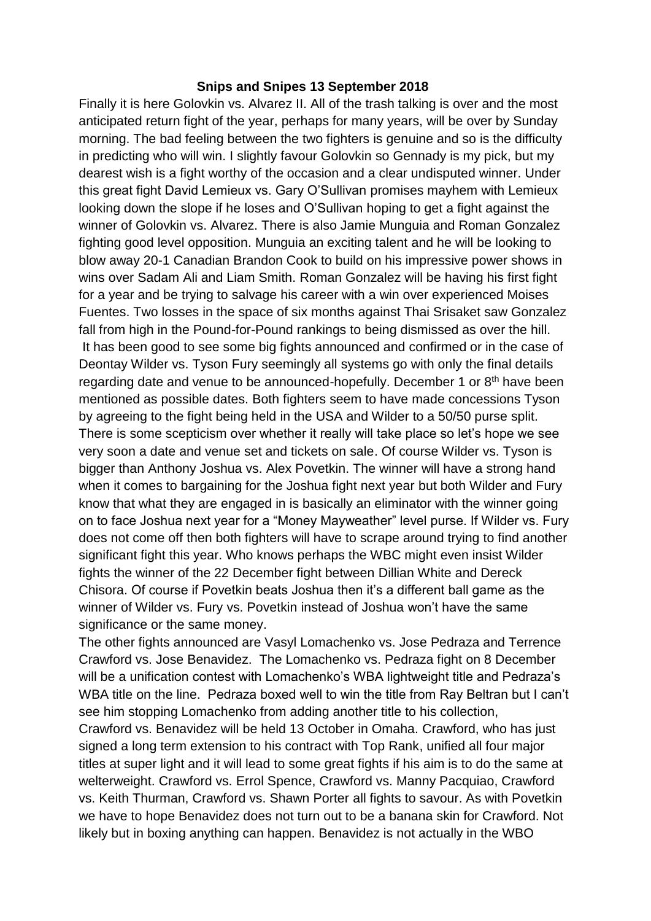**Snips and Snipes 13 September 2018**

Finally it is here Golovkin vs. Alvarez II. All of the trash talking is over and the most anticipated return fight of the year, perhaps for many years, will be over by Sunday morning. The bad feeling between the two fighters is genuine and so is the difficulty in predicting who will win. I slightly favour Golovkin so Gennady is my pick, but my dearest wish is a fight worthy of the occasion and a clear undisputed winner. Under this great fight David Lemieux vs. Gary O'Sullivan promises mayhem with Lemieux looking down the slope if he loses and O'Sullivan hoping to get a fight against the winner of Golovkin vs. Alvarez. There is also Jamie Munguia and Roman Gonzalez fighting good level opposition. Munguia an exciting talent and he will be looking to blow away 20-1 Canadian Brandon Cook to build on his impressive power shows in wins over Sadam Ali and Liam Smith. Roman Gonzalez will be having his first fight for a year and be trying to salvage his career with a win over experienced Moises Fuentes. Two losses in the space of six months against Thai Srisaket saw Gonzalez fall from high in the Pound-for-Pound rankings to being dismissed as over the hill.

It has been good to see some big fights announced and confirmed or in the case of Deontay Wilder vs. Tyson Fury seemingly all systems go with only the final details regarding date and venue to be announced-hopefully. December 1 or 8th have been mentioned as possible dates. Both fighters seem to have made concessions Tyson by agreeing to the fight being held in the USA and Wilder to a 50/50 purse split. There is some scepticism over whether it really will take place so let's hope we see very soon a date and venue set and tickets on sale. Of course Wilder vs. Tyson is bigger than Anthony Joshua vs. Alex Povetkin. The winner will have a strong hand when it comes to bargaining for the Joshua fight next year but both Wilder and Fury know that what they are engaged in is basically an eliminator with the winner going on to face Joshua next year for a "Money Mayweather" level purse. If Wilder vs. Fury does not come off then both fighters will have to scrape around trying to find another significant fight this year. Who knows perhaps the WBC might even insist Wilder fights the winner of the 22 December fight between Dillian White and Dereck Chisora. Of course if Povetkin beats Joshua then it's a different ball game as the winner of Wilder vs. Fury vs. Povetkin instead of Joshua won't have the same significance or the same money.

The other fights announced are Vasyl Lomachenko vs. Jose Pedraza and Terrence Crawford vs. Jose Benavidez. The Lomachenko vs. Pedraza fight on 8 December will be a unification contest with Lomachenko's WBA lightweight title and Pedraza's WBA title on the line. Pedraza boxed well to win the title from Ray Beltran but I can't see him stopping Lomachenko from adding another title to his collection,

Crawford vs. Benavidez will be held 13 October in Omaha. Crawford, who has just signed a long term extension to his contract with Top Rank, unified all four major titles at super light and it will lead to some great fights if his aim is to do the same at welterweight. Crawford vs. Errol Spence, Crawford vs. Manny Pacquiao, Crawford vs. Keith Thurman, Crawford vs. Shawn Porter all fights to savour. As with Povetkin we have to hope Benavidez does not turn out to be a banana skin for Crawford. Not likely but in boxing anything can happen. Benavidez is not actually in the WBO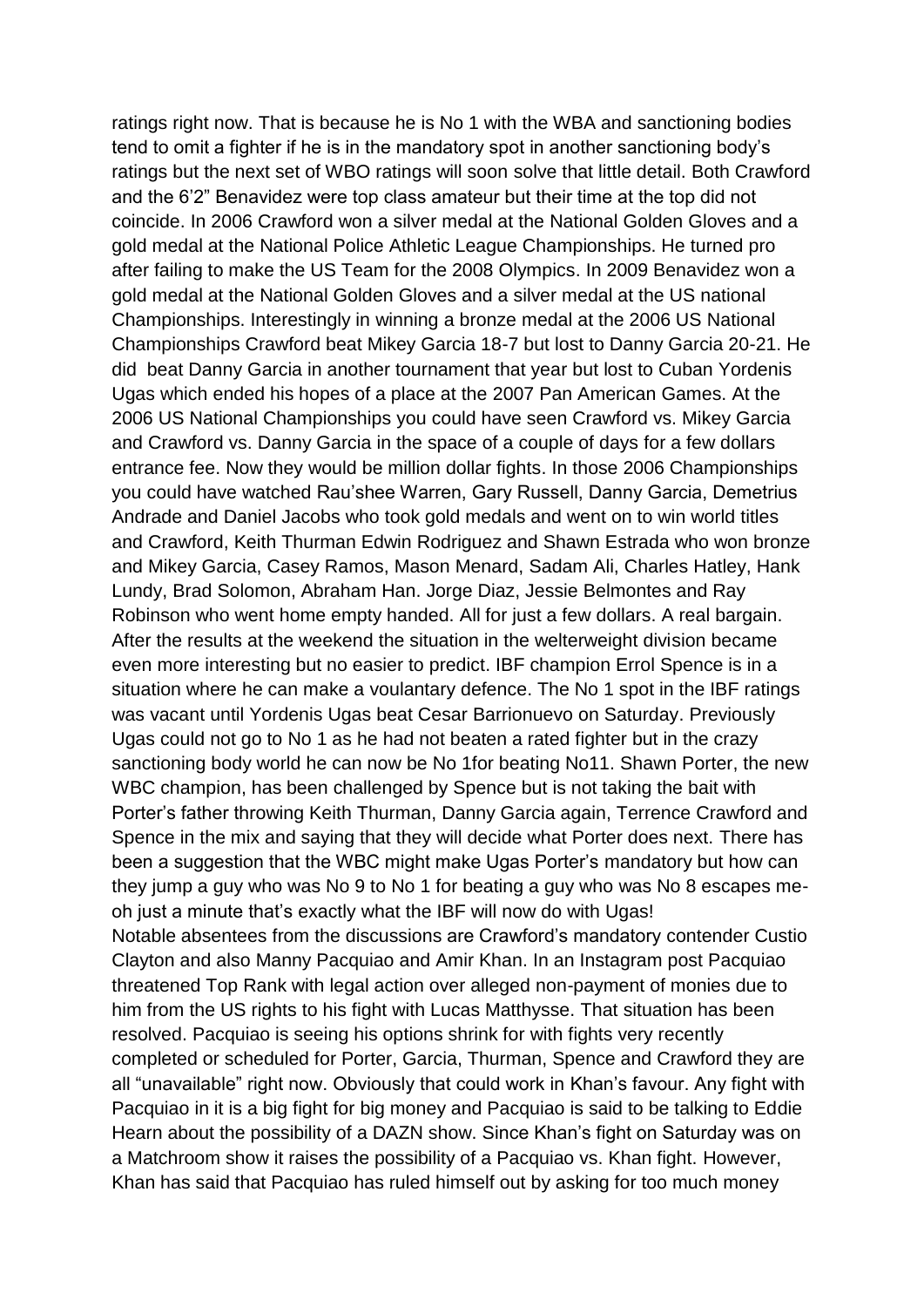ratings right now. That is because he is No 1 with the WBA and sanctioning bodies tend to omit a fighter if he is in the mandatory spot in another sanctioning body's ratings but the next set of WBO ratings will soon solve that little detail. Both Crawford and the 6'2" Benavidez were top class amateur but their time at the top did not coincide. In 2006 Crawford won a silver medal at the National Golden Gloves and a gold medal at the National Police Athletic League Championships. He turned pro after failing to make the US Team for the 2008 Olympics. In 2009 Benavidez won a gold medal at the National Golden Gloves and a silver medal at the US national Championships. Interestingly in winning a bronze medal at the 2006 US National Championships Crawford beat Mikey Garcia 18-7 but lost to Danny Garcia 20-21. He did beat Danny Garcia in another tournament that year but lost to Cuban Yordenis Ugas which ended his hopes of a place at the 2007 Pan American Games. At the 2006 US National Championships you could have seen Crawford vs. Mikey Garcia and Crawford vs. Danny Garcia in the space of a couple of days for a few dollars entrance fee. Now they would be million dollar fights. In those 2006 Championships you could have watched Rau'shee Warren, Gary Russell, Danny Garcia, Demetrius Andrade and Daniel Jacobs who took gold medals and went on to win world titles and Crawford, Keith Thurman Edwin Rodriguez and Shawn Estrada who won bronze and Mikey Garcia, Casey Ramos, Mason Menard, Sadam Ali, Charles Hatley, Hank Lundy, Brad Solomon, Abraham Han. Jorge Diaz, Jessie Belmontes and Ray Robinson who went home empty handed. All for just a few dollars. A real bargain. After the results at the weekend the situation in the welterweight division became even more interesting but no easier to predict. IBF champion Errol Spence is in a situation where he can make a voulantary defence. The No 1 spot in the IBF ratings was vacant until Yordenis Ugas beat Cesar Barrionuevo on Saturday. Previously Ugas could not go to No 1 as he had not beaten a rated fighter but in the crazy sanctioning body world he can now be No 1for beating No11. Shawn Porter, the new WBC champion, has been challenged by Spence but is not taking the bait with Porter's father throwing Keith Thurman, Danny Garcia again, Terrence Crawford and Spence in the mix and saying that they will decide what Porter does next. There has been a suggestion that the WBC might make Ugas Porter's mandatory but how can they jump a guy who was No 9 to No 1 for beating a guy who was No 8 escapes me-oh just a minute that's exactly what the IBF will now do with Ugas!

Notable absentees from the discussions are Crawford's mandatory contender Custio Clayton and also Manny Pacquiao and Amir Khan. In an Instagram post Pacquiao threatened Top Rank with legal action over alleged non-payment of monies due to him from the US rights to his fight with Lucas Matthysse. That situation has been resolved. Pacquiao is seeing his options shrink for with fights very recently completed or scheduled for Porter, Garcia, Thurman, Spence and Crawford they are all "unavailable" right now. Obviously that could work in Khan's favour. Any fight with Pacquiao in it is a big fight for big money and Pacquiao is said to be talking to Eddie Hearn about the possibility of a DAZN show. Since Khan's fight on Saturday was on a Matchroom show it raises the possibility of a Pacquiao vs. Khan fight. However, Khan has said that Pacquiao has ruled himself out by asking for too much money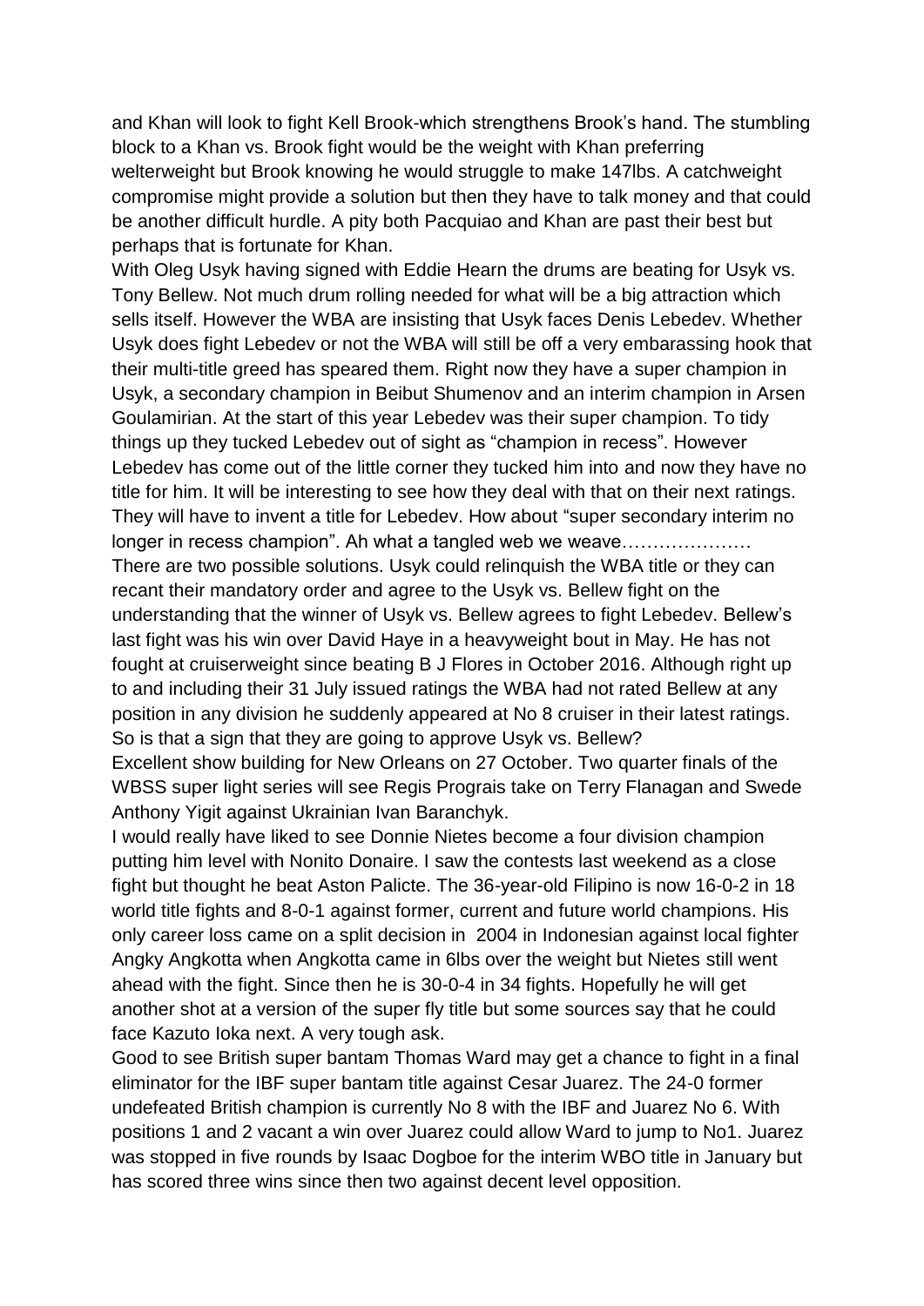and Khan will look to fight Kell Brook-which strengthens Brook's hand. The stumbling block to a Khan vs. Brook fight would be the weight with Khan preferring welterweight but Brook knowing he would struggle to make 147lbs. A catchweight compromise might provide a solution but then they have to talk money and that could be another difficult hurdle. A pity both Pacquiao and Khan are past their best but perhaps that is fortunate for Khan.

With Oleg Usyk having signed with Eddie Hearn the drums are beating for Usyk vs. Tony Bellew. Not much drum rolling needed for what will be a big attraction which sells itself. However the WBA are insisting that Usyk faces Denis Lebedev. Whether Usyk does fight Lebedev or not the WBA will still be off a very embarassing hook that their multi-title greed has speared them. Right now they have a super champion in Usyk, a secondary champion in Beibut Shumenov and an interim champion in Arsen Goulamirian. At the start of this year Lebedev was their super champion. To tidy things up they tucked Lebedev out of sight as "champion in recess". However Lebedev has come out of the little corner they tucked him into and now they have no title for him. It will be interesting to see how they deal with that on their next ratings. They will have to invent a title for Lebedev. How about "super secondary interim no longer in recess champion". Ah what a tangled web we weave…………………

There are two possible solutions. Usyk could relinquish the WBA title or they can recant their mandatory order and agree to the Usyk vs. Bellew fight on the understanding that the winner of Usyk vs. Bellew agrees to fight Lebedev. Bellew's last fight was his win over David Haye in a heavyweight bout in May. He has not fought at cruiserweight since beating B J Flores in October 2016. Although right up to and including their 31 July issued ratings the WBA had not rated Bellew at any position in any division he suddenly appeared at No 8 cruiser in their latest ratings. So is that a sign that they are going to approve Usyk vs. Bellew?

Excellent show building for New Orleans on 27 October. Two quarter finals of the WBSS super light series will see Regis Prograis take on Terry Flanagan and Swede Anthony Yigit against Ukrainian Ivan Baranchyk.

I would really have liked to see Donnie Nietes become a four division champion putting him level with Nonito Donaire. I saw the contests last weekend as a close fight but thought he beat Aston Palicte. The 36-year-old Filipino is now 16-0-2 in 18 world title fights and 8-0-1 against former, current and future world champions. His only career loss came on a split decision in 2004 in Indonesian against local fighter Angky Angkotta when Angkotta came in 6lbs over the weight but Nietes still went ahead with the fight. Since then he is 30-0-4 in 34 fights. Hopefully he will get another shot at a version of the super fly title but some sources say that he could face Kazuto Ioka next. A very tough ask.

Good to see British super bantam Thomas Ward may get a chance to fight in a final eliminator for the IBF super bantam title against Cesar Juarez. The 24-0 former undefeated British champion is currently No 8 with the IBF and Juarez No 6. With positions 1 and 2 vacant a win over Juarez could allow Ward to jump to No1. Juarez was stopped in five rounds by Isaac Dogboe for the interim WBO title in January but has scored three wins since then two against decent level opposition.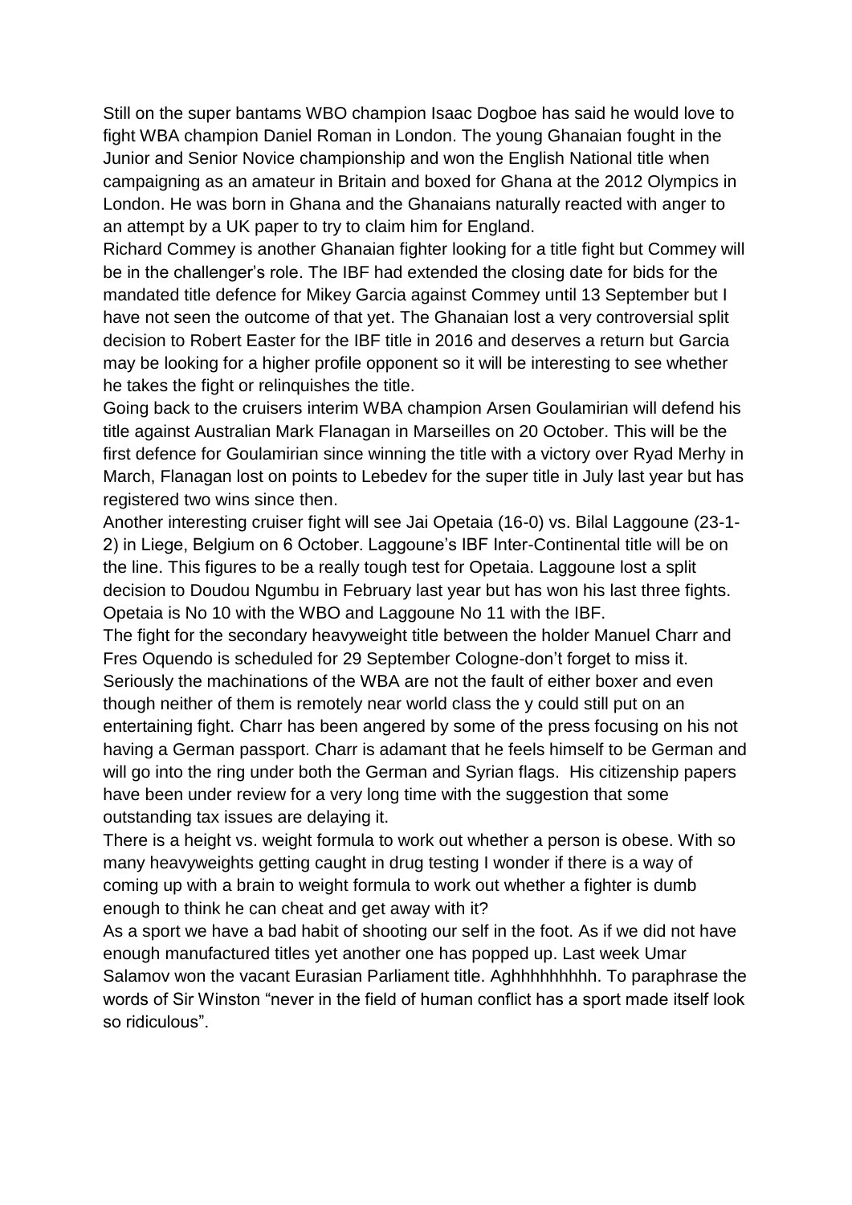Still on the super bantams WBO champion Isaac Dogboe has said he would love to fight WBA champion Daniel Roman in London. The young Ghanaian fought in the Junior and Senior Novice championship and won the English National title when campaigning as an amateur in Britain and boxed for Ghana at the 2012 Olympics in London. He was born in Ghana and the Ghanaians naturally reacted with anger to an attempt by a UK paper to try to claim him for England.

Richard Commey is another Ghanaian fighter looking for a title fight but Commey will be in the challenger's role. The IBF had extended the closing date for bids for the mandated title defence for Mikey Garcia against Commey until 13 September but I have not seen the outcome of that yet. The Ghanaian lost a very controversial split decision to Robert Easter for the IBF title in 2016 and deserves a return but Garcia may be looking for a higher profile opponent so it will be interesting to see whether he takes the fight or relinquishes the title.

Going back to the cruisers interim WBA champion Arsen Goulamirian will defend his title against Australian Mark Flanagan in Marseilles on 20 October. This will be the first defence for Goulamirian since winning the title with a victory over Ryad Merhy in March, Flanagan lost on points to Lebedev for the super title in July last year but has registered two wins since then.

Another interesting cruiser fight will see Jai Opetaia (16-0) vs. Bilal Laggoune (23-1-2) in Liege, Belgium on 6 October. Laggoune's IBF Inter-Continental title will be on the line. This figures to be a really tough test for Opetaia. Laggoune lost a split decision to Doudou Ngumbu in February last year but has won his last three fights. Opetaia is No 10 with the WBO and Laggoune No 11 with the IBF.

The fight for the secondary heavyweight title between the holder Manuel Charr and Fres Oquendo is scheduled for 29 September Cologne-don't forget to miss it. Seriously the machinations of the WBA are not the fault of either boxer and even though neither of them is remotely near world class the y could still put on an entertaining fight. Charr has been angered by some of the press focusing on his not having a German passport. Charr is adamant that he feels himself to be German and will go into the ring under both the German and Syrian flags. His citizenship papers have been under review for a very long time with the suggestion that some outstanding tax issues are delaying it.

There is a height vs. weight formula to work out whether a person is obese. With so many heavyweights getting caught in drug testing I wonder if there is a way of coming up with a brain to weight formula to work out whether a fighter is dumb enough to think he can cheat and get away with it?

As a sport we have a bad habit of shooting our self in the foot. As if we did not have enough manufactured titles yet another one has popped up. Last week Umar Salamov won the vacant Eurasian Parliament title. Aghhhhhhhhh. To paraphrase the words of Sir Winston "never in the field of human conflict has a sport made itself look so ridiculous".